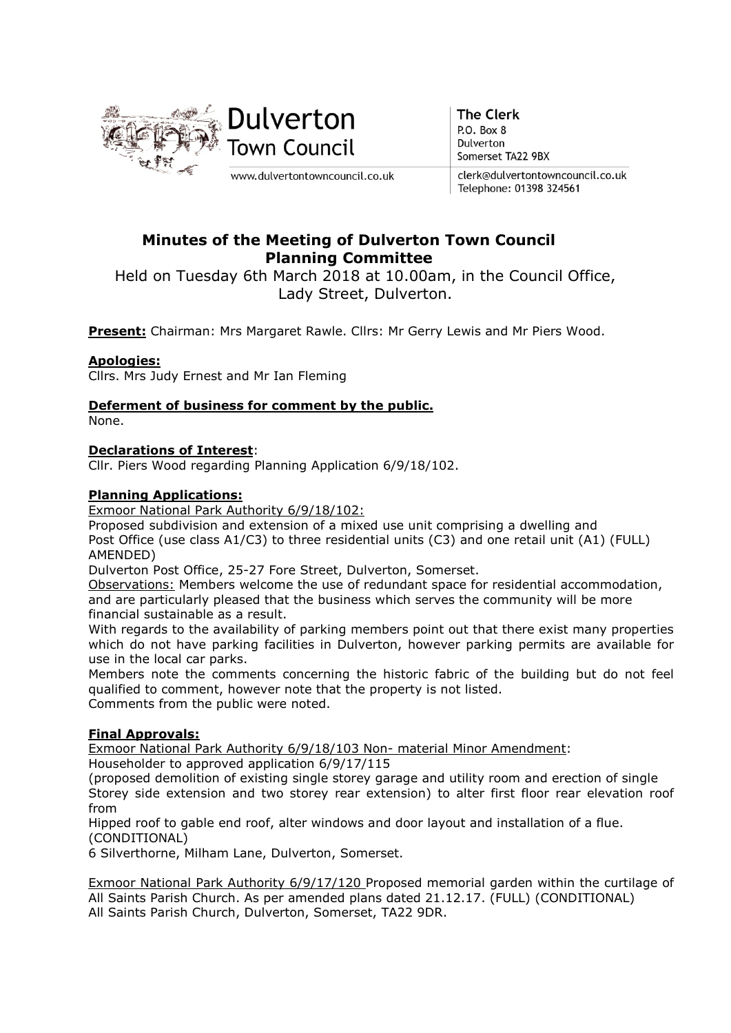Dulverton Town Council

www.dulvertontowncouncil.co.uk

**The Clerk**
P.O. Box 8
Dulverton
Somerset TA22 9BX

clerk@dulvertontowncouncil.co.uk
Telephone: 01398 324561

# Minutes of the Meeting of Dulverton Town Council Planning Committee

Held on Tuesday 6th March 2018 at 10.00am, in the Council Office, Lady Street, Dulverton.

**Present:** Chairman: Mrs Margaret Rawle. Cllrs: Mr Gerry Lewis and Mr Piers Wood.

**Apologies:**
Cllrs. Mrs Judy Ernest and Mr Ian Fleming

**Deferment of business for comment by the public.**
None.

**Declarations of Interest**:
Cllr. Piers Wood regarding Planning Application 6/9/18/102.

**Planning Applications:**
Exmoor National Park Authority 6/9/18/102:
Proposed subdivision and extension of a mixed use unit comprising a dwelling and Post Office (use class A1/C3) to three residential units (C3) and one retail unit (A1) (FULL) AMENDED)
Dulverton Post Office, 25-27 Fore Street, Dulverton, Somerset.
Observations: Members welcome the use of redundant space for residential accommodation, and are particularly pleased that the business which serves the community will be more financial sustainable as a result.
With regards to the availability of parking members point out that there exist many properties which do not have parking facilities in Dulverton, however parking permits are available for use in the local car parks.
Members note the comments concerning the historic fabric of the building but do not feel qualified to comment, however note that the property is not listed.
Comments from the public were noted.

**Final Approvals:**
Exmoor National Park Authority 6/9/18/103 Non- material Minor Amendment:
Householder to approved application 6/9/17/115
(proposed demolition of existing single storey garage and utility room and erection of single Storey side extension and two storey rear extension) to alter first floor rear elevation roof from
Hipped roof to gable end roof, alter windows and door layout and installation of a flue. (CONDITIONAL)
6 Silverthorne, Milham Lane, Dulverton, Somerset.

Exmoor National Park Authority 6/9/17/120 Proposed memorial garden within the curtilage of All Saints Parish Church. As per amended plans dated 21.12.17. (FULL) (CONDITIONAL)
All Saints Parish Church, Dulverton, Somerset, TA22 9DR.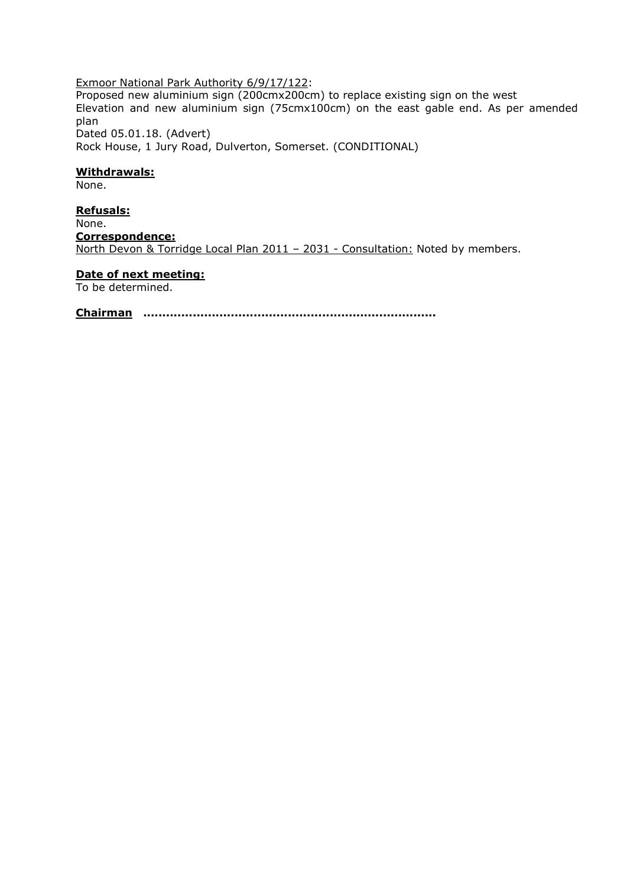Exmoor National Park Authority 6/9/17/122:
Proposed new aluminium sign (200cmx200cm) to replace existing sign on the west
Elevation and new aluminium sign (75cmx100cm) on the east gable end. As per amended plan
Dated 05.01.18. (Advert)
Rock House, 1 Jury Road, Dulverton, Somerset. (CONDITIONAL)

**Withdrawals:**
None.

**Refusals:**
None.

**Correspondence:**
North Devon & Torridge Local Plan 2011 – 2031 - Consultation: Noted by members.

**Date of next meeting:**
To be determined.

**Chairman** ..........................................................................